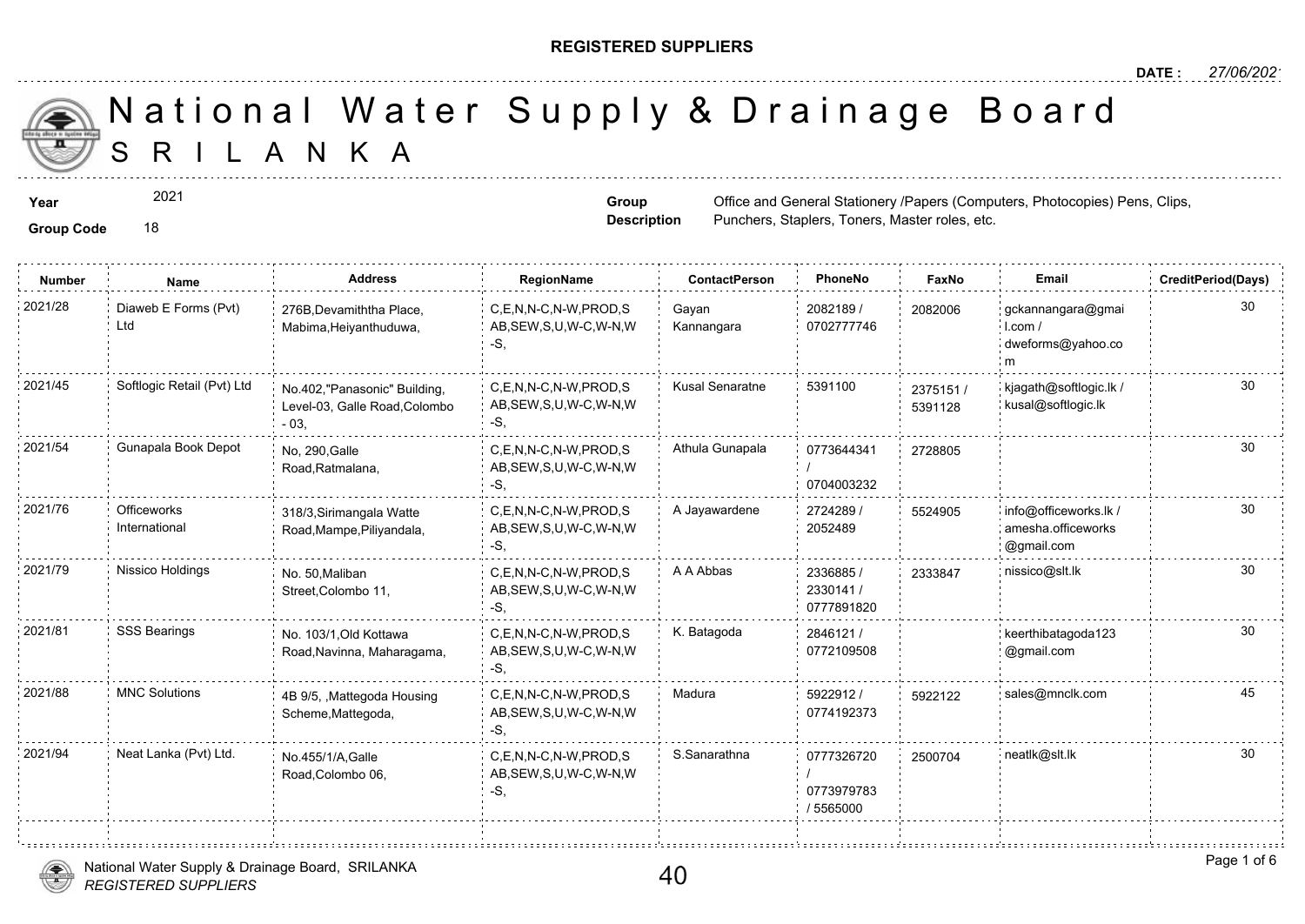**REGISTERED SUPPLIERS**

**DATE :** *27/06/2021*

# National Water Supply & Drainage Board
## SRILANKA

**Year** 2021

**Group Code** 18

**Group Description** Office and General Stationery /Papers (Computers, Photocopies) Pens, Clips, Punchers, Staplers, Toners, Master roles, etc.

| Number | Name | Address | RegionName | ContactPerson | PhoneNo | FaxNo | Email | CreditPeriod(Days) |
|---|---|---|---|---|---|---|---|---|
| 2021/28 | Diaweb E Forms (Pvt) Ltd | 276B,Devamiththa Place, Mabima,Heiyanthuduwa, | C,E,N,N-C,N-W,PROD,SAB,SEW,S,U,W-C,W-N,W-S, | Gayan Kannangara | 2082189 / 0702777746 | 2082006 | gckannangara@gmail.com / dweforms@yahoo.com | 30 |
| 2021/45 | Softlogic Retail (Pvt) Ltd | No.402,"Panasonic" Building, Level-03, Galle Road,Colombo - 03, | C,E,N,N-C,N-W,PROD,SAB,SEW,S,U,W-C,W-N,W-S, | Kusal Senaratne | 5391100 | 2375151 / 5391128 | kjagath@softlogic.lk / kusal@softlogic.lk | 30 |
| 2021/54 | Gunapala Book Depot | No, 290,Galle Road,Ratmalana, | C,E,N,N-C,N-W,PROD,SAB,SEW,S,U,W-C,W-N,W-S, | Athula Gunapala | 0773644341 / 0704003232 | 2728805 | | 30 |
| 2021/76 | Officeworks International | 318/3,Sirimangala Watte Road,Mampe,Piliyandala, | C,E,N,N-C,N-W,PROD,SAB,SEW,S,U,W-C,W-N,W-S, | A Jayawardene | 2724289 / 2052489 | 5524905 | info@officeworks.lk / amesha.officeworks@gmail.com | 30 |
| 2021/79 | Nissico Holdings | No. 50,Maliban Street,Colombo 11, | C,E,N,N-C,N-W,PROD,SAB,SEW,S,U,W-C,W-N,W-S, | A A Abbas | 2336885 / 2330141 / 0777891820 | 2333847 | nissico@slt.lk | 30 |
| 2021/81 | SSS Bearings | No. 103/1,Old Kottawa Road,Navinna, Maharagama, | C,E,N,N-C,N-W,PROD,SAB,SEW,S,U,W-C,W-N,W-S, | K. Batagoda | 2846121 / 0772109508 | | keerthibatagoda123@gmail.com | 30 |
| 2021/88 | MNC Solutions | 4B 9/5, ,Mattegoda Housing Scheme,Mattegoda, | C,E,N,N-C,N-W,PROD,SAB,SEW,S,U,W-C,W-N,W-S, | Madura | 5922912 / 0774192373 | 5922122 | sales@mnclk.com | 45 |
| 2021/94 | Neat Lanka (Pvt) Ltd. | No.455/1/A,Galle Road,Colombo 06, | C,E,N,N-C,N-W,PROD,SAB,SEW,S,U,W-C,W-N,W-S, | S.Sanarathna | 0777326720 / 0773979783 / 5565000 | 2500704 | neatlk@slt.lk | 30 |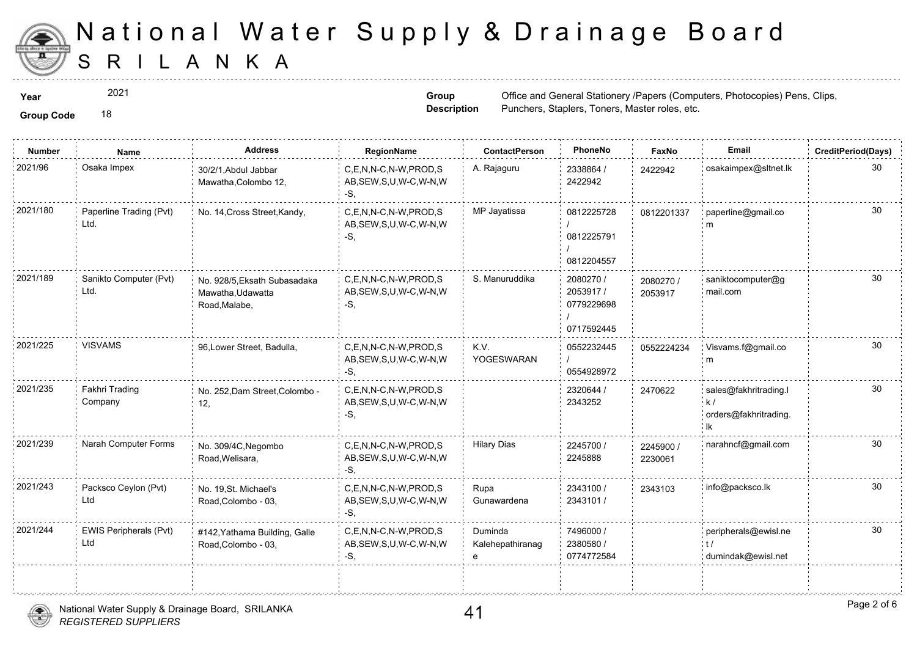# National Water Supply & Drainage Board
# SRI LANKA

**Year** 2021

**Group Code** 18

**Group Description** Office and General Stationery /Papers (Computers, Photocopies) Pens, Clips, Punchers, Staplers, Toners, Master roles, etc.

| Number | Name | Address | RegionName | ContactPerson | PhoneNo | FaxNo | Email | CreditPeriod(Days) |
|---|---|---|---|---|---|---|---|---|
| 2021/96 | Osaka Impex | 30/2/1,Abdul Jabbar Mawatha,Colombo 12, | C,E,N,N-C,N-W,PROD,SAB,SEW,S,U,W-C,W-N,W-S, | A. Rajaguru | 2338864 / 2422942 | 2422942 | osakaimpex@sltnet.lk | 30 |
| 2021/180 | Paperline Trading (Pvt) Ltd. | No. 14,Cross Street,Kandy, | C,E,N,N-C,N-W,PROD,SAB,SEW,S,U,W-C,W-N,W-S, | MP Jayatissa | 0812225728 / 0812225791 / 0812204557 | 0812201337 | paperline@gmail.com | 30 |
| 2021/189 | Sanikto Computer (Pvt) Ltd. | No. 928/5,Eksath Subasadaka Mawatha,Udawatta Road,Malabe, | C,E,N,N-C,N-W,PROD,SAB,SEW,S,U,W-C,W-N,W-S, | S. Manuruddika | 2080270 / 2053917 / 0779229698 / 0717592445 | 2080270 / 2053917 | saniktocomputer@gmail.com | 30 |
| 2021/225 | VISVAMS | 96,Lower Street, Badulla, | C,E,N,N-C,N-W,PROD,SAB,SEW,S,U,W-C,W-N,W-S, | K.V. YOGESWARAN | 0552232445 / 0554928972 | 0552224234 | Visvams.f@gmail.com | 30 |
| 2021/235 | Fakhri Trading Company | No. 252,Dam Street,Colombo - 12, | C,E,N,N-C,N-W,PROD,SAB,SEW,S,U,W-C,W-N,W-S, | | 2320644 / 2343252 | 2470622 | sales@fakhritrading.lk / orders@fakhritrading.lk | 30 |
| 2021/239 | Narah Computer Forms | No. 309/4C,Negombo Road,Welisara, | C,E,N,N-C,N-W,PROD,SAB,SEW,S,U,W-C,W-N,W-S, | Hilary Dias | 2245700 / 2245888 | 2245900 / 2230061 | narahncf@gmail.com | 30 |
| 2021/243 | Packsco Ceylon (Pvt) Ltd | No. 19,St. Michael's Road,Colombo - 03, | C,E,N,N-C,N-W,PROD,SAB,SEW,S,U,W-C,W-N,W-S, | Rupa Gunawardena | 2343100 / 2343101 / | 2343103 | info@packsco.lk | 30 |
| 2021/244 | EWIS Peripherals (Pvt) Ltd | #142,Yathama Building, Galle Road,Colombo - 03, | C,E,N,N-C,N-W,PROD,SAB,SEW,S,U,W-C,W-N,W-S, | Duminda Kalehepathiranage | 7496000 / 2380580 / 0774772584 | | peripherals@ewisl.net / dumindak@ewisl.net | 30 |

National Water Supply & Drainage Board, SRILANKA
*REGISTERED SUPPLIERS*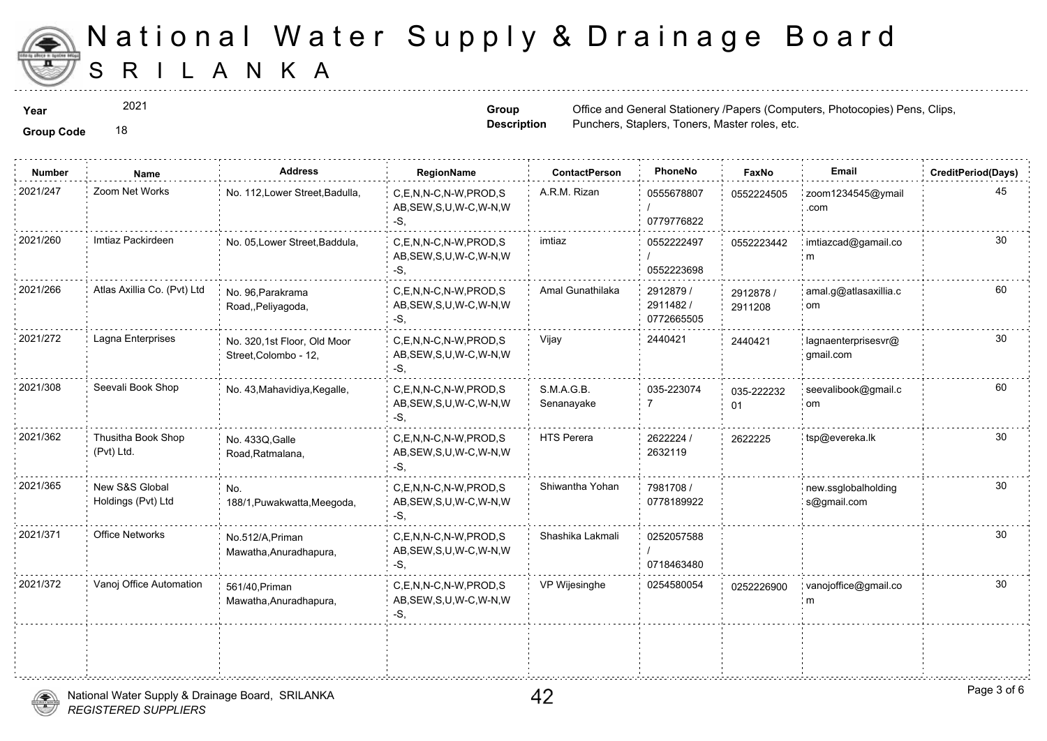# National Water Supply & Drainage Board
# SRILANKA

**Year** 2021

**Group Code** 18

**Group Description** Office and General Stationery /Papers (Computers, Photocopies) Pens, Clips, Punchers, Staplers, Toners, Master roles, etc.

| Number | Name | Address | RegionName | ContactPerson | PhoneNo | FaxNo | Email | CreditPeriod(Days) |
|---|---|---|---|---|---|---|---|---|
| 2021/247 | Zoom Net Works | No. 112,Lower Street,Badulla, | C,E,N,N-C,N-W,PROD,SAB,SEW,S,U,W-C,W-N,W-S, | A.R.M. Rizan | 0555678807 / 0779776822 | 0552224505 | zoom1234545@ymail.com | 45 |
| 2021/260 | Imtiaz Packirdeen | No. 05,Lower Street,Baddula, | C,E,N,N-C,N-W,PROD,SAB,SEW,S,U,W-C,W-N,W-S, | imtiaz | 0552222497 / 0552223698 | 0552223442 | imtiazcad@gamail.com | 30 |
| 2021/266 | Atlas Axillia Co. (Pvt) Ltd | No. 96,Parakrama Road,,Peliyagoda, | C,E,N,N-C,N-W,PROD,SAB,SEW,S,U,W-C,W-N,W-S, | Amal Gunathilaka | 2912879 / 2911482 / 0772665505 | 2912878 / 2911208 | amal.g@atlasaxillia.com | 60 |
| 2021/272 | Lagna Enterprises | No. 320,1st Floor, Old Moor Street,Colombo - 12, | C,E,N,N-C,N-W,PROD,SAB,SEW,S,U,W-C,W-N,W-S, | Vijay | 2440421 | 2440421 | lagnaenterprisesvr@gmail.com | 30 |
| 2021/308 | Seevali Book Shop | No. 43,Mahavidiya,Kegalle, | C,E,N,N-C,N-W,PROD,SAB,SEW,S,U,W-C,W-N,W-S, | S.M.A.G.B. Senanayake | 035-2230747 | 035-22223201 | seevalibook@gmail.com | 60 |
| 2021/362 | Thusitha Book Shop (Pvt) Ltd. | No. 433Q,Galle Road,Ratmalana, | C,E,N,N-C,N-W,PROD,SAB,SEW,S,U,W-C,W-N,W-S, | HTS Perera | 2622224 / 2632119 | 2622225 | tsp@evereka.lk | 30 |
| 2021/365 | New S&S Global Holdings (Pvt) Ltd | No. 188/1,Puwakwatta,Meegoda, | C,E,N,N-C,N-W,PROD,SAB,SEW,S,U,W-C,W-N,W-S, | Shiwantha Yohan | 7981708 / 0778189922 | | new.ssglobalholdings@gmail.com | 30 |
| 2021/371 | Office Networks | No.512/A,Priman Mawatha,Anuradhapura, | C,E,N,N-C,N-W,PROD,SAB,SEW,S,U,W-C,W-N,W-S, | Shashika Lakmali | 0252057588 / 0718463480 | | | 30 |
| 2021/372 | Vanoj Office Automation | 561/40,Priman Mawatha,Anuradhapura, | C,E,N,N-C,N-W,PROD,SAB,SEW,S,U,W-C,W-N,W-S, | VP Wijesinghe | 0254580054 | 0252226900 | vanojoffice@gmail.com | 30 |

National Water Supply & Drainage Board, SRILANKA
*REGISTERED SUPPLIERS*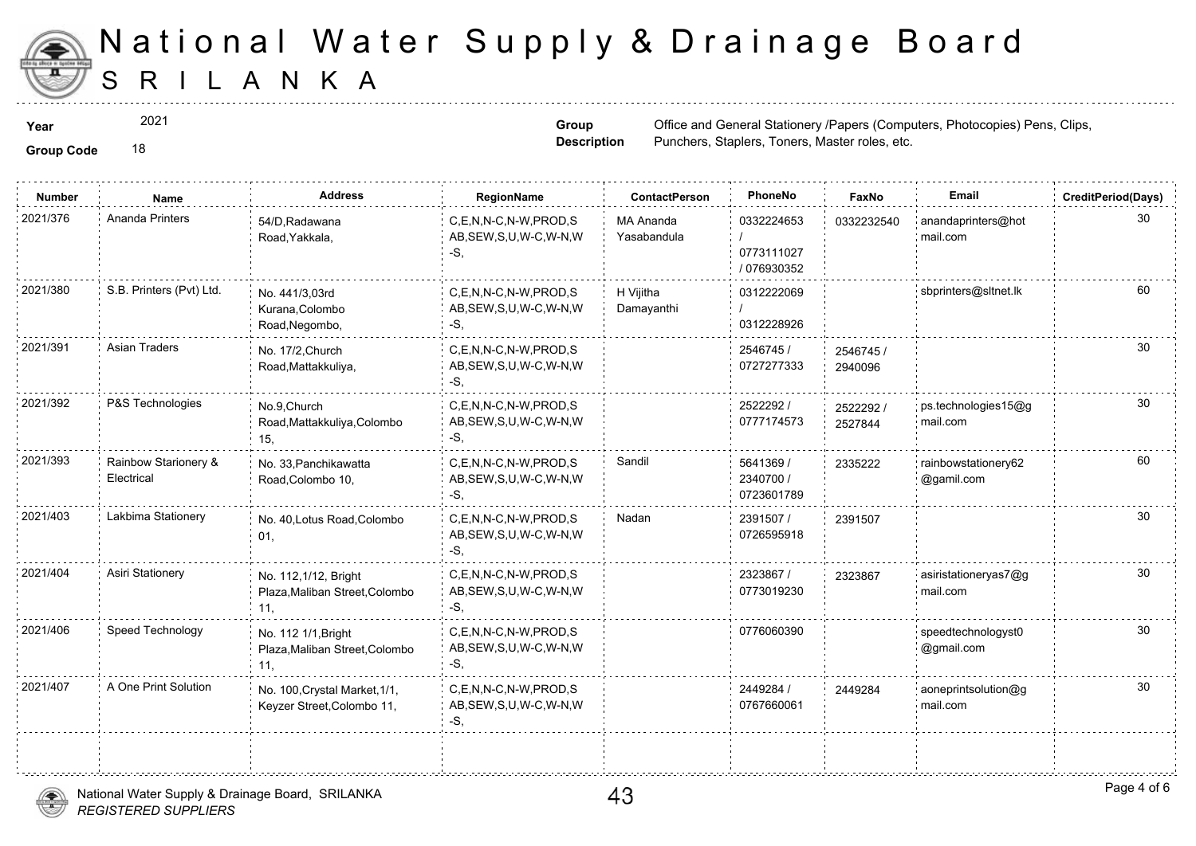# National Water Supply & Drainage Board
## SRILANKA

**Year** 2021

**Group Code** 18

**Group Description** Office and General Stationery /Papers (Computers, Photocopies) Pens, Clips, Punchers, Staplers, Toners, Master roles, etc.

| Number | Name | Address | RegionName | ContactPerson | PhoneNo | FaxNo | Email | CreditPeriod(Days) |
|---|---|---|---|---|---|---|---|---|
| 2021/376 | Ananda Printers | 54/D,Radawana Road,Yakkala, | C,E,N,N-C,N-W,PROD,SAB,SEW,S,U,W-C,W-N,W-S, | MA Ananda Yasabandula | 0332224653 / 0773111027 / 076930352 | 0332232540 | anandaprinters@hotmail.com | 30 |
| 2021/380 | S.B. Printers (Pvt) Ltd. | No. 441/3,03rd Kurana,Colombo Road,Negombo, | C,E,N,N-C,N-W,PROD,SAB,SEW,S,U,W-C,W-N,W-S, | H Vijitha Damayanthi | 0312222069 / 0312228926 | | sbprinters@sltnet.lk | 60 |
| 2021/391 | Asian Traders | No. 17/2,Church Road,Mattakkuliya, | C,E,N,N-C,N-W,PROD,SAB,SEW,S,U,W-C,W-N,W-S, | | 2546745 / 0727277333 | 2546745 / 2940096 | | 30 |
| 2021/392 | P&S Technologies | No.9,Church Road,Mattakkuliya,Colombo 15, | C,E,N,N-C,N-W,PROD,SAB,SEW,S,U,W-C,W-N,W-S, | | 2522292 / 0777174573 | 2522292 / 2527844 | ps.technologies15@gmail.com | 30 |
| 2021/393 | Rainbow Starionery & Electrical | No. 33,Panchikawatta Road,Colombo 10, | C,E,N,N-C,N-W,PROD,SAB,SEW,S,U,W-C,W-N,W-S, | Sandil | 5641369 / 2340700 / 0723601789 | 2335222 | rainbowstationery62@gamil.com | 60 |
| 2021/403 | Lakbima Stationery | No. 40,Lotus Road,Colombo 01, | C,E,N,N-C,N-W,PROD,SAB,SEW,S,U,W-C,W-N,W-S, | Nadan | 2391507 / 0726595918 | 2391507 | | 30 |
| 2021/404 | Asiri Stationery | No. 112,1/12, Bright Plaza,Maliban Street,Colombo 11, | C,E,N,N-C,N-W,PROD,SAB,SEW,S,U,W-C,W-N,W-S, | | 2323867 / 0773019230 | 2323867 | asiristationeryas7@gmail.com | 30 |
| 2021/406 | Speed Technology | No. 112 1/1,Bright Plaza,Maliban Street,Colombo 11, | C,E,N,N-C,N-W,PROD,SAB,SEW,S,U,W-C,W-N,W-S, | | 0776060390 | | speedtechnologyst0@gmail.com | 30 |
| 2021/407 | A One Print Solution | No. 100,Crystal Market,1/1, Keyzer Street,Colombo 11, | C,E,N,N-C,N-W,PROD,SAB,SEW,S,U,W-C,W-N,W-S, | | 2449284 / 0767660061 | 2449284 | aoneprintsolution@gmail.com | 30 |

National Water Supply & Drainage Board, SRILANKA
*REGISTERED SUPPLIERS*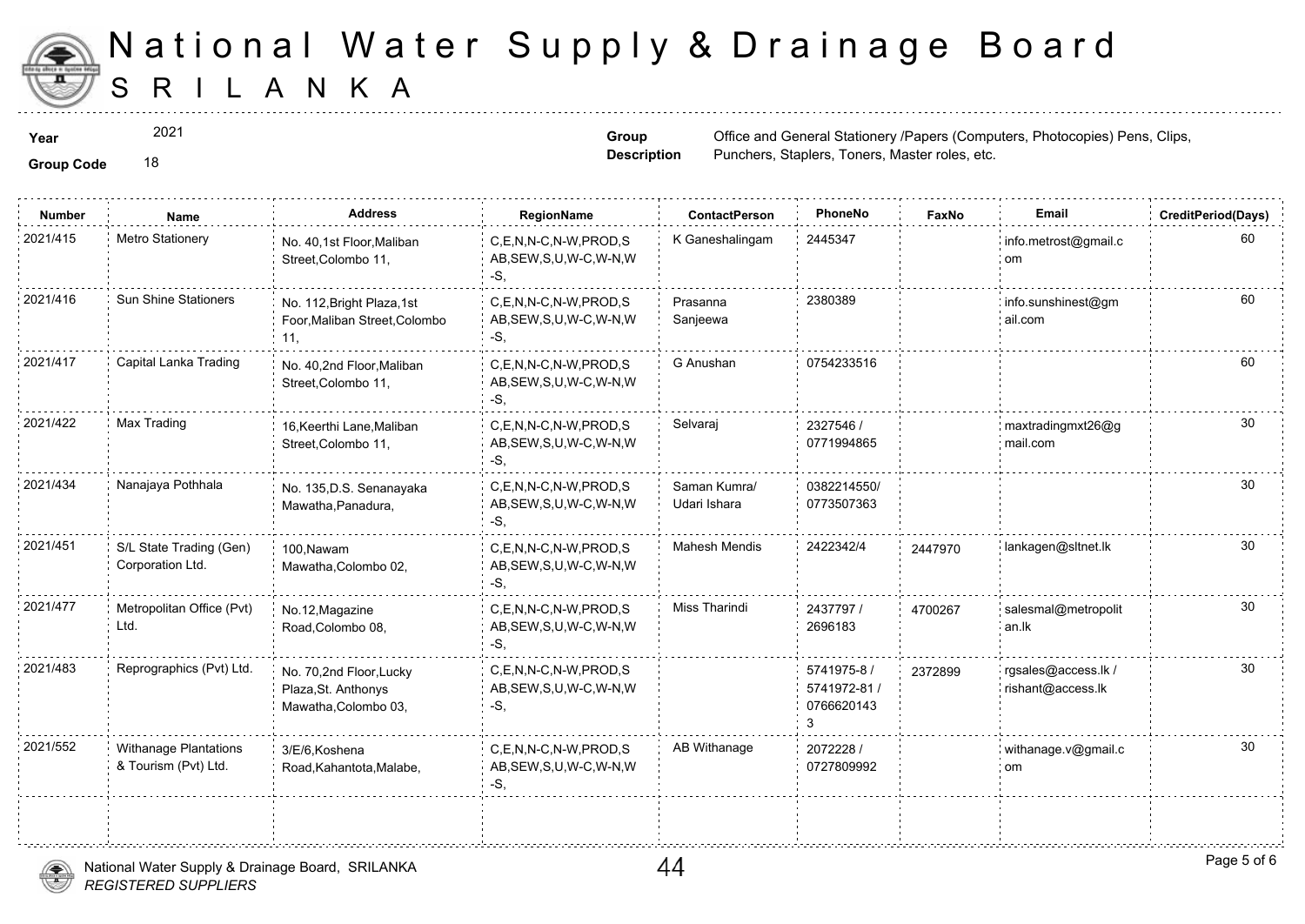# National Water Supply & Drainage Board

# SRI LANKA

**Year** 2021

**Group Code** 18

**Group Description** Office and General Stationery /Papers (Computers, Photocopies) Pens, Clips, Punchers, Staplers, Toners, Master roles, etc.

| Number | Name | Address | RegionName | ContactPerson | PhoneNo | FaxNo | Email | CreditPeriod(Days) |
|---|---|---|---|---|---|---|---|---|
| 2021/415 | Metro Stationery | No. 40,1st Floor,Maliban Street,Colombo 11, | C,E,N,N-C,N-W,PROD,SAB,SEW,S,U,W-C,W-N,W-S, | K Ganeshalingam | 2445347 | | info.metrost@gmail.com | 60 |
| 2021/416 | Sun Shine Stationers | No. 112,Bright Plaza,1st Foor,Maliban Street,Colombo 11, | C,E,N,N-C,N-W,PROD,SAB,SEW,S,U,W-C,W-N,W-S, | Prasanna Sanjeewa | 2380389 | | info.sunshinest@gmail.com | 60 |
| 2021/417 | Capital Lanka Trading | No. 40,2nd Floor,Maliban Street,Colombo 11, | C,E,N,N-C,N-W,PROD,SAB,SEW,S,U,W-C,W-N,W-S, | G Anushan | 0754233516 | | | 60 |
| 2021/422 | Max Trading | 16,Keerthi Lane,Maliban Street,Colombo 11, | C,E,N,N-C,N-W,PROD,SAB,SEW,S,U,W-C,W-N,W-S, | Selvaraj | 2327546 / 0771994865 | | maxtradingmxt26@gmail.com | 30 |
| 2021/434 | Nanajaya Pothhala | No. 135,D.S. Senanayaka Mawatha,Panadura, | C,E,N,N-C,N-W,PROD,SAB,SEW,S,U,W-C,W-N,W-S, | Saman Kumra/ Udari Ishara | 0382214550/ 0773507363 | | | 30 |
| 2021/451 | S/L State Trading (Gen) Corporation Ltd. | 100,Nawam Mawatha,Colombo 02, | C,E,N,N-C,N-W,PROD,SAB,SEW,S,U,W-C,W-N,W-S, | Mahesh Mendis | 2422342/4 | 2447970 | lankagen@sltnet.lk | 30 |
| 2021/477 | Metropolitan Office (Pvt) Ltd. | No.12,Magazine Road,Colombo 08, | C,E,N,N-C,N-W,PROD,SAB,SEW,S,U,W-C,W-N,W-S, | Miss Tharindi | 2437797 / 2696183 | 4700267 | salesmal@metropolitan.lk | 30 |
| 2021/483 | Reprographics (Pvt) Ltd. | No. 70,2nd Floor,Lucky Plaza,St. Anthonys Mawatha,Colombo 03, | C,E,N,N-C,N-W,PROD,SAB,SEW,S,U,W-C,W-N,W-S, | | 5741975-8 / 5741972-81 / 07666201433 | 2372899 | rgsales@access.lk / rishant@access.lk | 30 |
| 2021/552 | Withanage Plantations & Tourism (Pvt) Ltd. | 3/E/6,Koshena Road,Kahantota,Malabe, | C,E,N,N-C,N-W,PROD,SAB,SEW,S,U,W-C,W-N,W-S, | AB Withanage | 2072228 / 0727809992 | | withanage.v@gmail.com | 30 |

National Water Supply & Drainage Board, SRILANKA
*REGISTERED SUPPLIERS*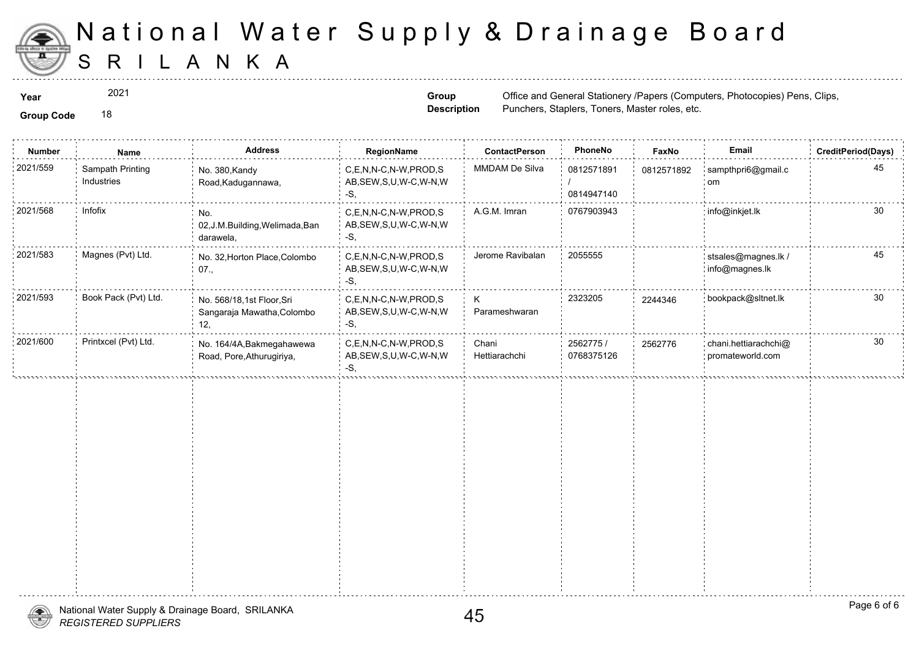# National Water Supply & Drainage Board
# SRI LANKA

**Year** 2021

**Group Code** 18

**Group Description** Office and General Stationery /Papers (Computers, Photocopies) Pens, Clips, Punchers, Staplers, Toners, Master roles, etc.

| Number | Name | Address | RegionName | ContactPerson | PhoneNo | FaxNo | Email | CreditPeriod(Days) |
|---|---|---|---|---|---|---|---|---|
| 2021/559 | Sampath Printing Industries | No. 380,Kandy Road,Kadugannawa, | C,E,N,N-C,N-W,PROD,SAB,SEW,S,U,W-C,W-N,W-S, | MMDAM De Silva | 0812571891 / 0814947140 | 0812571892 | sampthpri6@gmail.com | 45 |
| 2021/568 | Infofix | No. 02,J.M.Building,Welimada,Bandarawela, | C,E,N,N-C,N-W,PROD,SAB,SEW,S,U,W-C,W-N,W-S, | A.G.M. Imran | 0767903943 | | info@inkjet.lk | 30 |
| 2021/583 | Magnes (Pvt) Ltd. | No. 32,Horton Place,Colombo 07., | C,E,N,N-C,N-W,PROD,SAB,SEW,S,U,W-C,W-N,W-S, | Jerome Ravibalan | 2055555 | | stsales@magnes.lk / info@magnes.lk | 45 |
| 2021/593 | Book Pack (Pvt) Ltd. | No. 568/18,1st Floor,Sri Sangaraja Mawatha,Colombo 12, | C,E,N,N-C,N-W,PROD,SAB,SEW,S,U,W-C,W-N,W-S, | K Parameshwaran | 2323205 | 2244346 | bookpack@sltnet.lk | 30 |
| 2021/600 | Printxcel (Pvt) Ltd. | No. 164/4A,Bakmegahawewa Road, Pore,Athurugiriya, | C,E,N,N-C,N-W,PROD,SAB,SEW,S,U,W-C,W-N,W-S, | Chani Hettiarachchi | 2562775 / 0768375126 | 2562776 | chani.hettiarachchi@promateworld.com | 30 |

45